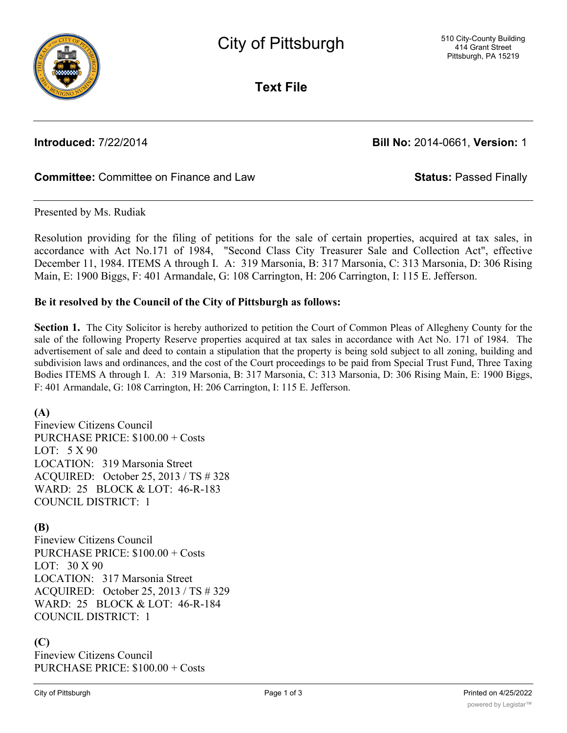# City of Pittsburgh

510 City-County Building
414 Grant Street
Pittsburgh, PA 15219

## Text File

**Introduced:** 7/22/2014 **Bill No:** 2014-0661, **Version:** 1

**Committee:** Committee on Finance and Law **Status:** Passed Finally

Presented by Ms. Rudiak

Resolution providing for the filing of petitions for the sale of certain properties, acquired at tax sales, in accordance with Act No.171 of 1984, "Second Class City Treasurer Sale and Collection Act", effective December 11, 1984. ITEMS A through I. A: 319 Marsonia, B: 317 Marsonia, C: 313 Marsonia, D: 306 Rising Main, E: 1900 Biggs, F: 401 Armandale, G: 108 Carrington, H: 206 Carrington, I: 115 E. Jefferson.

**Be it resolved by the Council of the City of Pittsburgh as follows:**

**Section 1.** The City Solicitor is hereby authorized to petition the Court of Common Pleas of Allegheny County for the sale of the following Property Reserve properties acquired at tax sales in accordance with Act No. 171 of 1984. The advertisement of sale and deed to contain a stipulation that the property is being sold subject to all zoning, building and subdivision laws and ordinances, and the cost of the Court proceedings to be paid from Special Trust Fund, Three Taxing Bodies ITEMS A through I. A: 319 Marsonia, B: 317 Marsonia, C: 313 Marsonia, D: 306 Rising Main, E: 1900 Biggs, F: 401 Armandale, G: 108 Carrington, H: 206 Carrington, I: 115 E. Jefferson.

**(A)**
Fineview Citizens Council
PURCHASE PRICE: $100.00 + Costs
LOT: 5 X 90
LOCATION: 319 Marsonia Street
ACQUIRED: October 25, 2013 / TS # 328
WARD: 25 BLOCK & LOT: 46-R-183
COUNCIL DISTRICT: 1

**(B)**
Fineview Citizens Council
PURCHASE PRICE: $100.00 + Costs
LOT: 30 X 90
LOCATION: 317 Marsonia Street
ACQUIRED: October 25, 2013 / TS # 329
WARD: 25 BLOCK & LOT: 46-R-184
COUNCIL DISTRICT: 1

**(C)**
Fineview Citizens Council
PURCHASE PRICE: $100.00 + Costs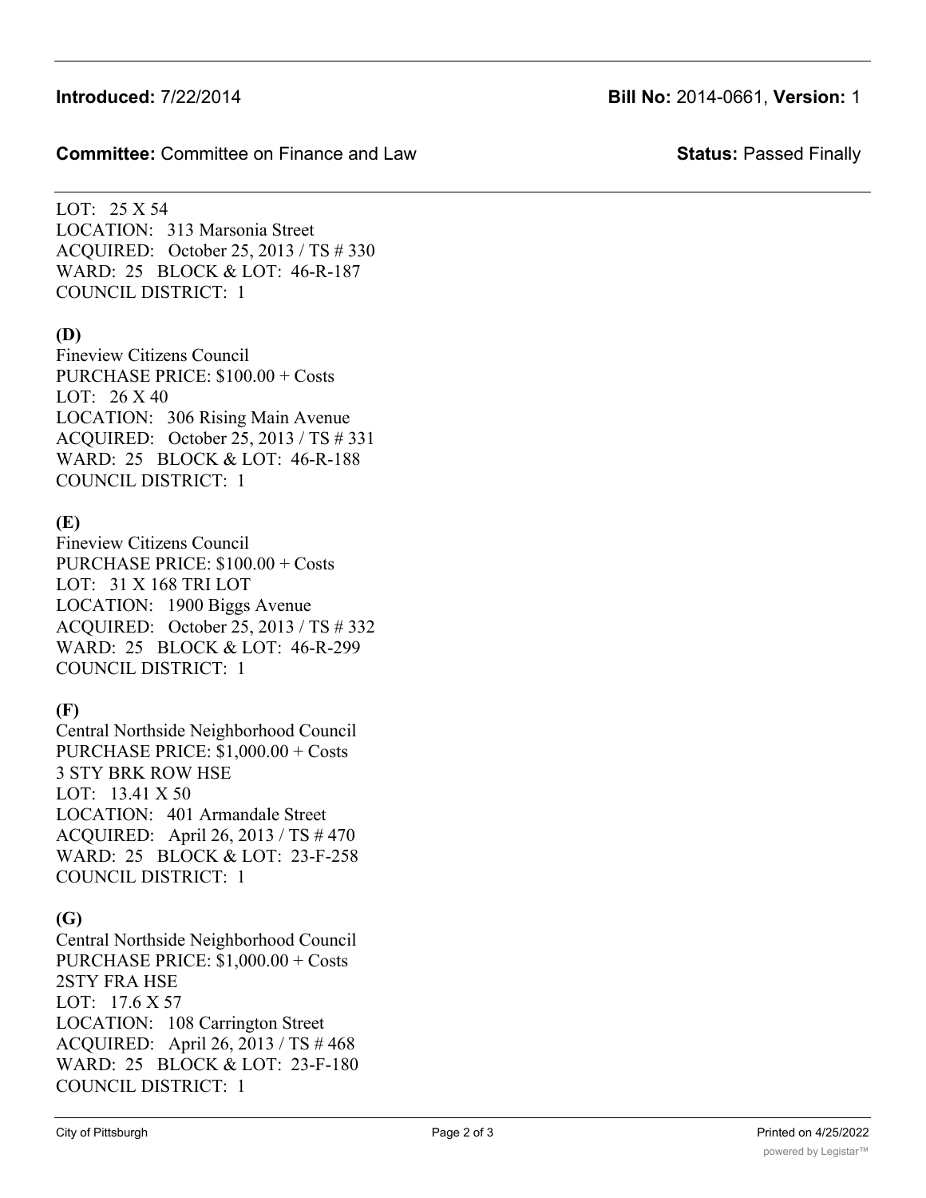LOT: 25 X 54
LOCATION: 313 Marsonia Street
ACQUIRED: October 25, 2013 / TS # 330
WARD: 25 BLOCK & LOT: 46-R-187
COUNCIL DISTRICT: 1

**(D)**

Fineview Citizens Council
PURCHASE PRICE: $100.00 + Costs
LOT: 26 X 40
LOCATION: 306 Rising Main Avenue
ACQUIRED: October 25, 2013 / TS # 331
WARD: 25 BLOCK & LOT: 46-R-188
COUNCIL DISTRICT: 1

**(E)**

Fineview Citizens Council
PURCHASE PRICE: $100.00 + Costs
LOT: 31 X 168 TRI LOT
LOCATION: 1900 Biggs Avenue
ACQUIRED: October 25, 2013 / TS # 332
WARD: 25 BLOCK & LOT: 46-R-299
COUNCIL DISTRICT: 1

**(F)**

Central Northside Neighborhood Council
PURCHASE PRICE: $1,000.00 + Costs
3 STY BRK ROW HSE
LOT: 13.41 X 50
LOCATION: 401 Armandale Street
ACQUIRED: April 26, 2013 / TS # 470
WARD: 25 BLOCK & LOT: 23-F-258
COUNCIL DISTRICT: 1

**(G)**

Central Northside Neighborhood Council
PURCHASE PRICE: $1,000.00 + Costs
2STY FRA HSE
LOT: 17.6 X 57
LOCATION: 108 Carrington Street
ACQUIRED: April 26, 2013 / TS # 468
WARD: 25 BLOCK & LOT: 23-F-180
COUNCIL DISTRICT: 1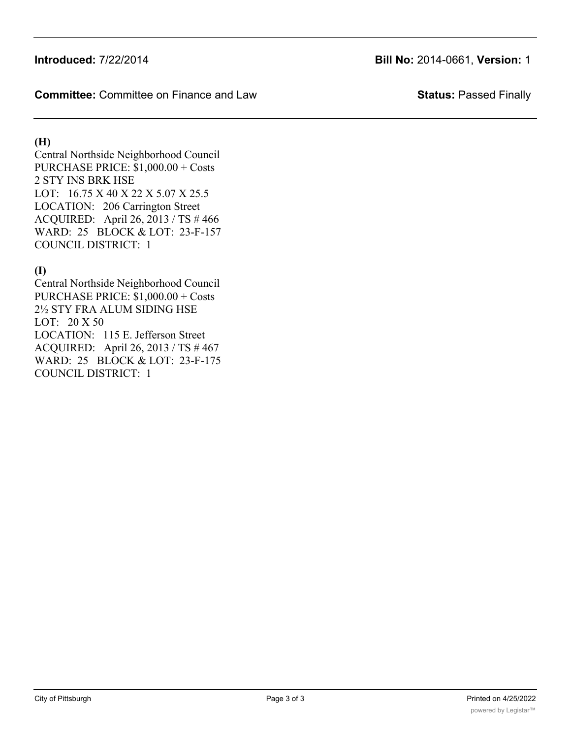**Introduced:** 7/22/2014 **Bill No:** 2014-0661, **Version:** 1

**Committee:** Committee on Finance and Law **Status:** Passed Finally

**(H)**

Central Northside Neighborhood Council
PURCHASE PRICE: $1,000.00 + Costs
2 STY INS BRK HSE
LOT: 16.75 X 40 X 22 X 5.07 X 25.5
LOCATION: 206 Carrington Street
ACQUIRED: April 26, 2013 / TS # 466
WARD: 25 BLOCK & LOT: 23-F-157
COUNCIL DISTRICT: 1

**(I)**

Central Northside Neighborhood Council
PURCHASE PRICE: $1,000.00 + Costs
2½ STY FRA ALUM SIDING HSE
LOT: 20 X 50
LOCATION: 115 E. Jefferson Street
ACQUIRED: April 26, 2013 / TS # 467
WARD: 25 BLOCK & LOT: 23-F-175
COUNCIL DISTRICT: 1